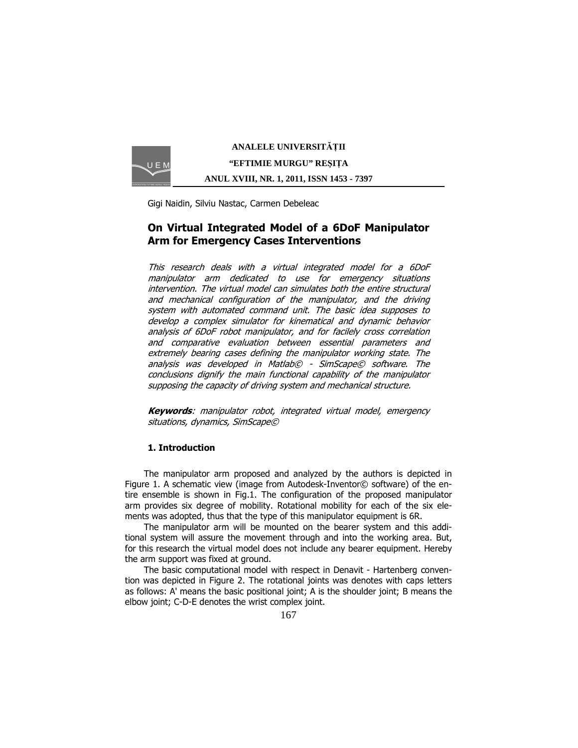Gigi Naidin, Silviu Nastac, Carmen Debeleac

# On Virtual Integrated Model of a 6DoF Manipulator Arm for Emergency Cases Interventions

*This research deals with a virtual integrated model for a 6DoF manipulator arm dedicated to use for emergency situations intervention. The virtual model can simulates both the entire structural and mechanical configuration of the manipulator, and the driving system with automated command unit. The basic idea supposes to develop a complex simulator for kinematical and dynamic behavior analysis of 6DoF robot manipulator, and for facilely cross correlation and comparative evaluation between essential parameters and extremely bearing cases defining the manipulator working state. The analysis was developed in Matlab© - SimScape© software. The conclusions dignify the main functional capability of the manipulator supposing the capacity of driving system and mechanical structure.*

***Keywords**: manipulator robot, integrated virtual model, emergency situations, dynamics, SimScape©*

## 1. Introduction

The manipulator arm proposed and analyzed by the authors is depicted in Figure 1. A schematic view (image from Autodesk-Inventor© software) of the entire ensemble is shown in Fig.1. The configuration of the proposed manipulator arm provides six degree of mobility. Rotational mobility for each of the six elements was adopted, thus that the type of this manipulator equipment is 6R.

The manipulator arm will be mounted on the bearer system and this additional system will assure the movement through and into the working area. But, for this research the virtual model does not include any bearer equipment. Hereby the arm support was fixed at ground.

The basic computational model with respect in Denavit - Hartenberg convention was depicted in Figure 2. The rotational joints was denotes with caps letters as follows: A' means the basic positional joint; A is the shoulder joint; B means the elbow joint; C-D-E denotes the wrist complex joint.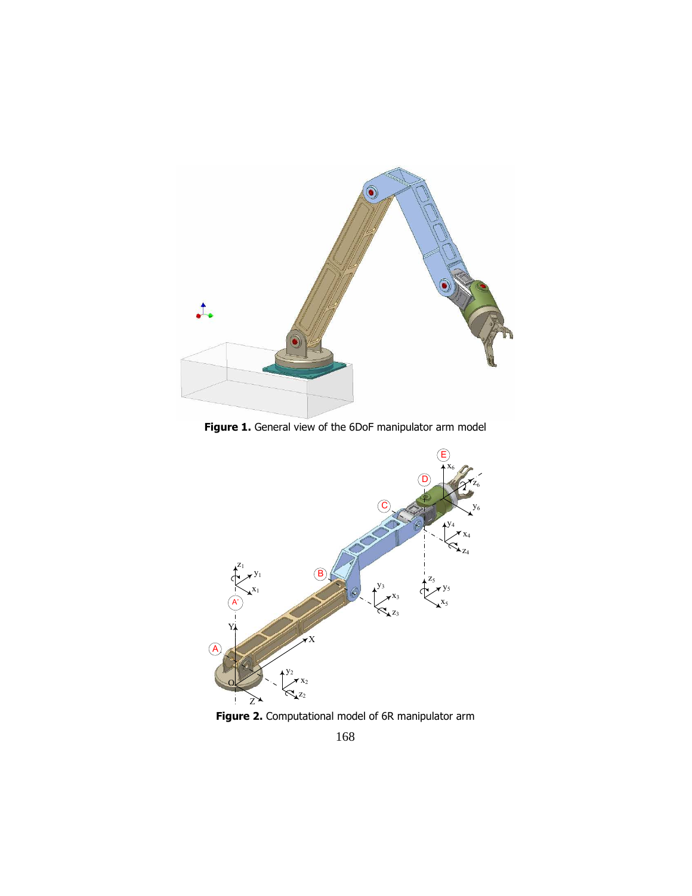**Figure 1.** General view of the 6DoF manipulator arm model

**Figure 2.** Computational model of 6R manipulator arm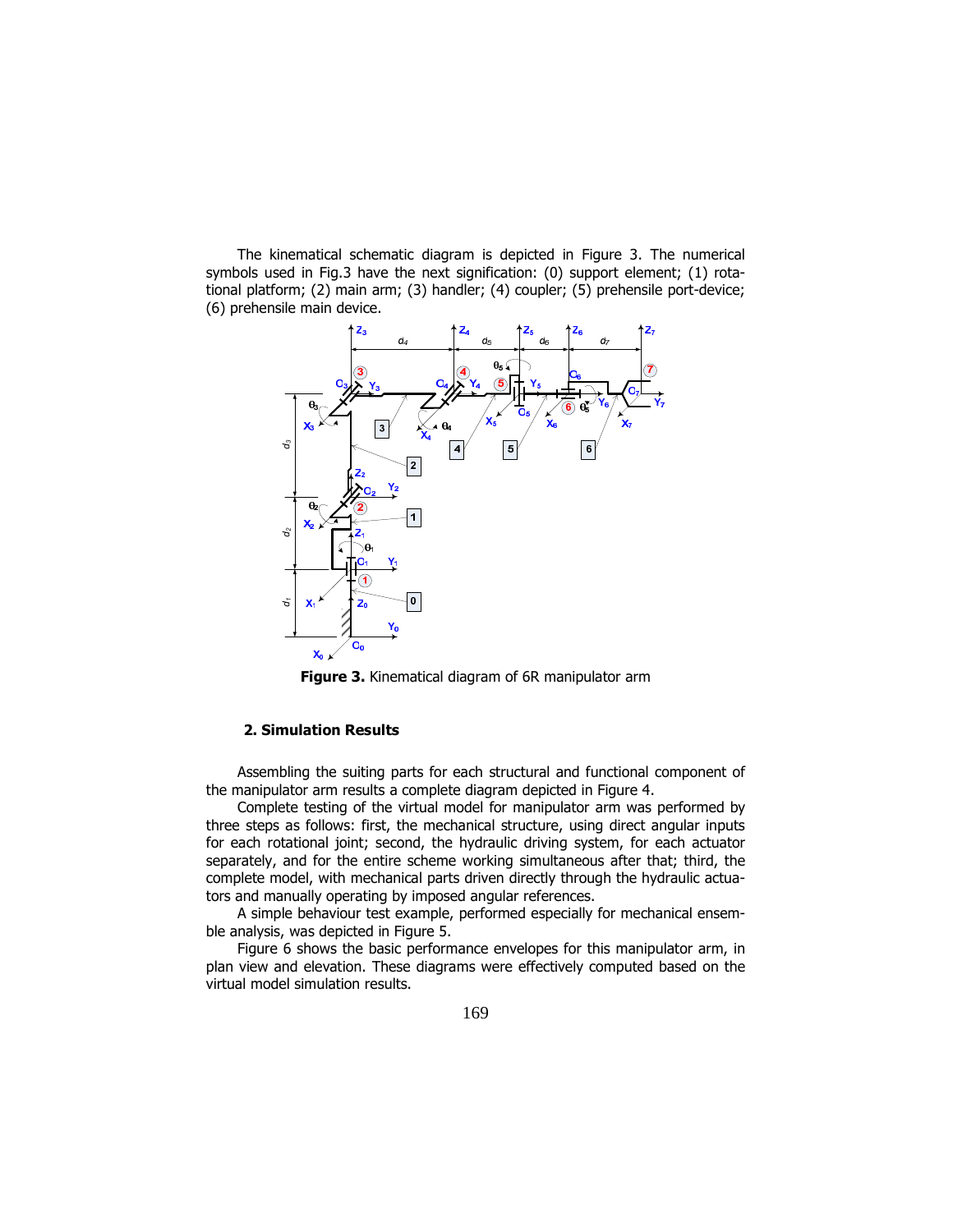The kinematical schematic diagram is depicted in Figure 3. The numerical symbols used in Fig.3 have the next signification: (0) support element; (1) rotational platform; (2) main arm; (3) handler; (4) coupler; (5) prehensile port-device; (6) prehensile main device.

**Figure 3.** Kinematical diagram of 6R manipulator arm

## 2. Simulation Results

Assembling the suiting parts for each structural and functional component of the manipulator arm results a complete diagram depicted in Figure 4.

Complete testing of the virtual model for manipulator arm was performed by three steps as follows: first, the mechanical structure, using direct angular inputs for each rotational joint; second, the hydraulic driving system, for each actuator separately, and for the entire scheme working simultaneous after that; third, the complete model, with mechanical parts driven directly through the hydraulic actuators and manually operating by imposed angular references.

A simple behaviour test example, performed especially for mechanical ensemble analysis, was depicted in Figure 5.

Figure 6 shows the basic performance envelopes for this manipulator arm, in plan view and elevation. These diagrams were effectively computed based on the virtual model simulation results.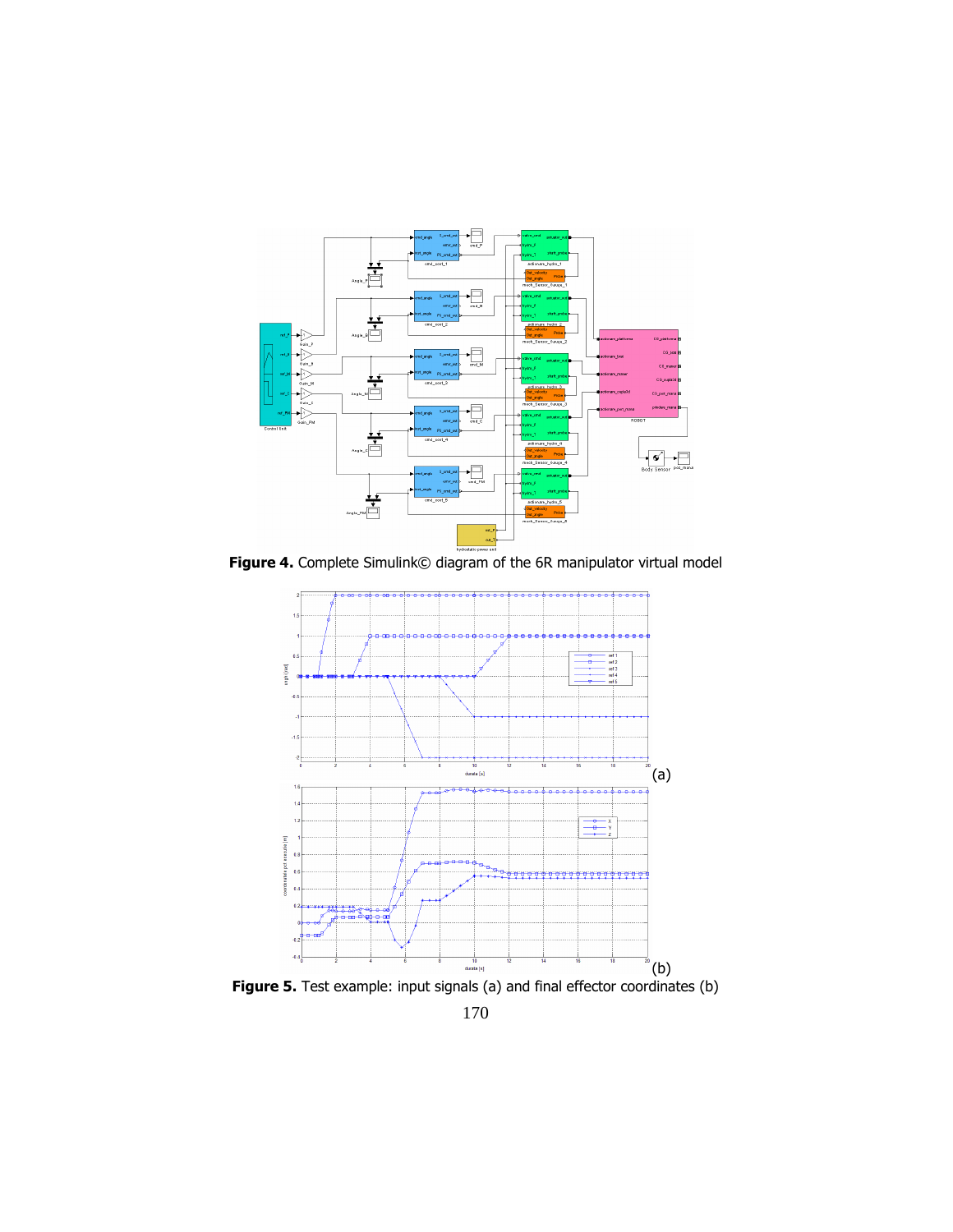**Figure 4.** Complete Simulink© diagram of the 6R manipulator virtual model

**Figure 5.** Test example: input signals (a) and final effector coordinates (b)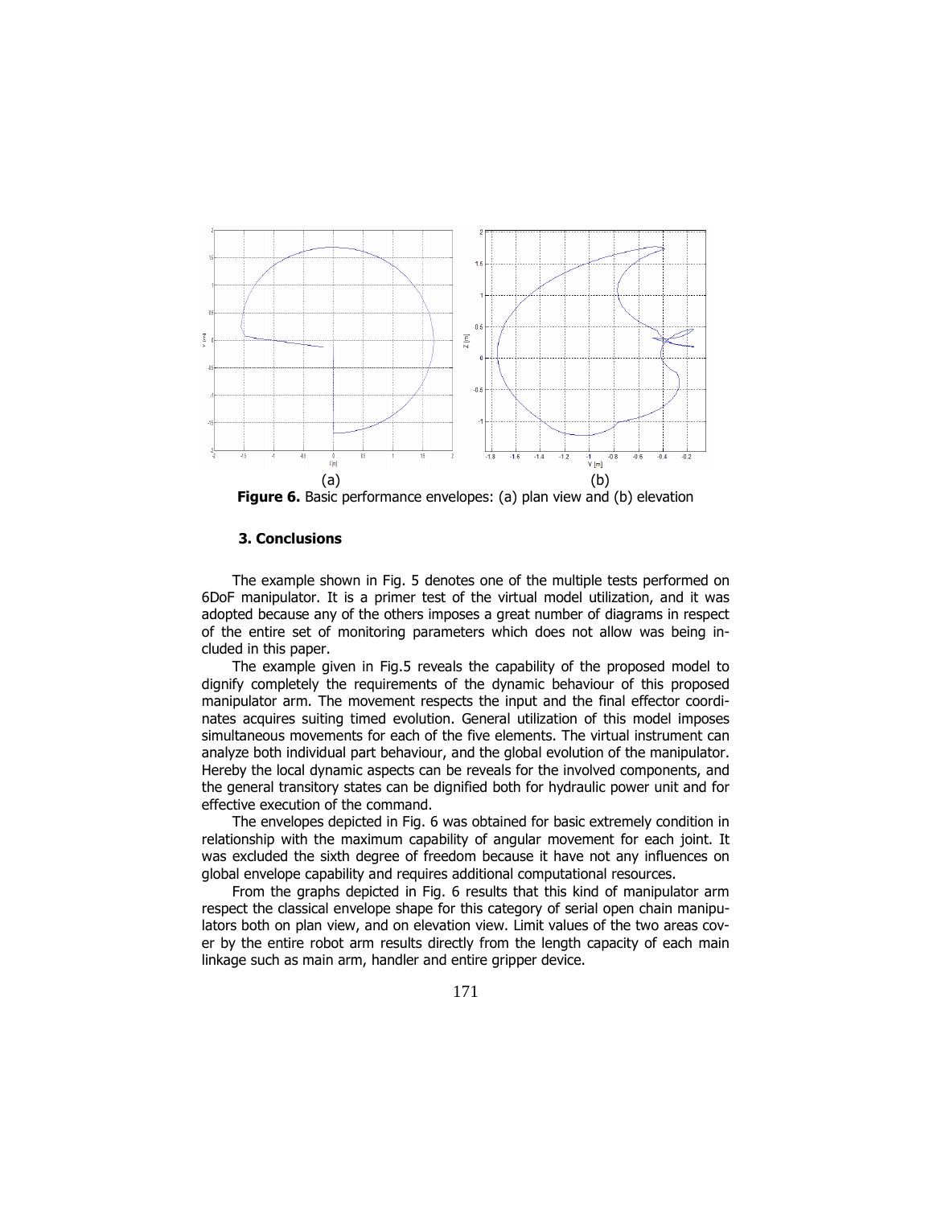(a) (b)

**Figure 6.** Basic performance envelopes: (a) plan view and (b) elevation

## 3. Conclusions

The example shown in Fig. 5 denotes one of the multiple tests performed on 6DoF manipulator. It is a primer test of the virtual model utilization, and it was adopted because any of the others imposes a great number of diagrams in respect of the entire set of monitoring parameters which does not allow was being included in this paper.

The example given in Fig.5 reveals the capability of the proposed model to dignify completely the requirements of the dynamic behaviour of this proposed manipulator arm. The movement respects the input and the final effector coordinates acquires suiting timed evolution. General utilization of this model imposes simultaneous movements for each of the five elements. The virtual instrument can analyze both individual part behaviour, and the global evolution of the manipulator. Hereby the local dynamic aspects can be reveals for the involved components, and the general transitory states can be dignified both for hydraulic power unit and for effective execution of the command.

The envelopes depicted in Fig. 6 was obtained for basic extremely condition in relationship with the maximum capability of angular movement for each joint. It was excluded the sixth degree of freedom because it have not any influences on global envelope capability and requires additional computational resources.

From the graphs depicted in Fig. 6 results that this kind of manipulator arm respect the classical envelope shape for this category of serial open chain manipulators both on plan view, and on elevation view. Limit values of the two areas cover by the entire robot arm results directly from the length capacity of each main linkage such as main arm, handler and entire gripper device.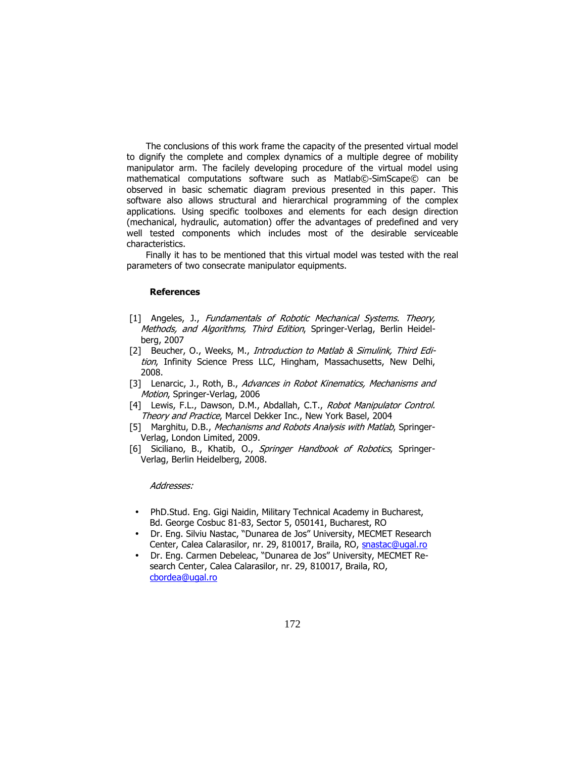The conclusions of this work frame the capacity of the presented virtual model to dignify the complete and complex dynamics of a multiple degree of mobility manipulator arm. The facilely developing procedure of the virtual model using mathematical computations software such as Matlab©-SimScape© can be observed in basic schematic diagram previous presented in this paper. This software also allows structural and hierarchical programming of the complex applications. Using specific toolboxes and elements for each design direction (mechanical, hydraulic, automation) offer the advantages of predefined and very well tested components which includes most of the desirable serviceable characteristics.

Finally it has to be mentioned that this virtual model was tested with the real parameters of two consecrate manipulator equipments.

## References

[1] Angeles, J., *Fundamentals of Robotic Mechanical Systems. Theory, Methods, and Algorithms, Third Edition*, Springer-Verlag, Berlin Heidelberg, 2007

[2] Beucher, O., Weeks, M., *Introduction to Matlab & Simulink, Third Edition*, Infinity Science Press LLC, Hingham, Massachusetts, New Delhi, 2008.

[3] Lenarcic, J., Roth, B., *Advances in Robot Kinematics, Mechanisms and Motion*, Springer-Verlag, 2006

[4] Lewis, F.L., Dawson, D.M., Abdallah, C.T., *Robot Manipulator Control. Theory and Practice*, Marcel Dekker Inc., New York Basel, 2004

[5] Marghitu, D.B., *Mechanisms and Robots Analysis with Matlab*, Springer-Verlag, London Limited, 2009.

[6] Siciliano, B., Khatib, O., *Springer Handbook of Robotics*, Springer-Verlag, Berlin Heidelberg, 2008.

*Addresses:*

- PhD.Stud. Eng. Gigi Naidin, Military Technical Academy in Bucharest, Bd. George Cosbuc 81-83, Sector 5, 050141, Bucharest, RO
- Dr. Eng. Silviu Nastac, "Dunarea de Jos" University, MECMET Research Center, Calea Calarasilor, nr. 29, 810017, Braila, RO, snastac@ugal.ro
- Dr. Eng. Carmen Debeleac, "Dunarea de Jos" University, MECMET Research Center, Calea Calarasilor, nr. 29, 810017, Braila, RO, cbordea@ugal.ro